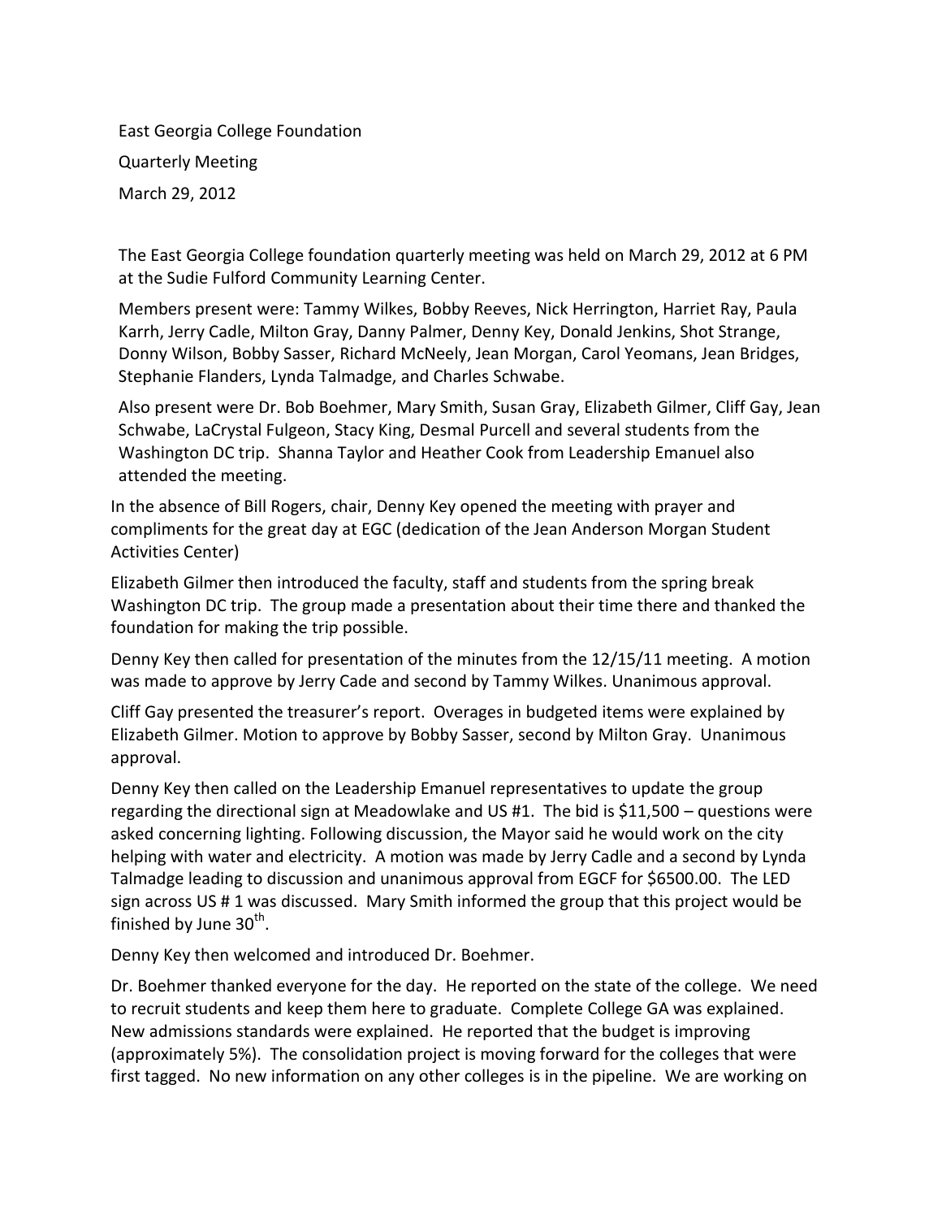East Georgia College Foundation

Quarterly Meeting

March 29, 2012

The East Georgia College foundation quarterly meeting was held on March 29, 2012 at 6 PM at the Sudie Fulford Community Learning Center.

Members present were: Tammy Wilkes, Bobby Reeves, Nick Herrington, Harriet Ray, Paula Karrh, Jerry Cadle, Milton Gray, Danny Palmer, Denny Key, Donald Jenkins, Shot Strange, Donny Wilson, Bobby Sasser, Richard McNeely, Jean Morgan, Carol Yeomans, Jean Bridges, Stephanie Flanders, Lynda Talmadge, and Charles Schwabe.

Also present were Dr. Bob Boehmer, Mary Smith, Susan Gray, Elizabeth Gilmer, Cliff Gay, Jean Schwabe, LaCrystal Fulgeon, Stacy King, Desmal Purcell and several students from the Washington DC trip. Shanna Taylor and Heather Cook from Leadership Emanuel also attended the meeting.

In the absence of Bill Rogers, chair, Denny Key opened the meeting with prayer and compliments for the great day at EGC (dedication of the Jean Anderson Morgan Student Activities Center)

Elizabeth Gilmer then introduced the faculty, staff and students from the spring break Washington DC trip. The group made a presentation about their time there and thanked the foundation for making the trip possible.

Denny Key then called for presentation of the minutes from the 12/15/11 meeting. A motion was made to approve by Jerry Cade and second by Tammy Wilkes. Unanimous approval.

Cliff Gay presented the treasurer's report. Overages in budgeted items were explained by Elizabeth Gilmer. Motion to approve by Bobby Sasser, second by Milton Gray. Unanimous approval.

Denny Key then called on the Leadership Emanuel representatives to update the group regarding the directional sign at Meadowlake and US #1. The bid is $11,500 – questions were asked concerning lighting. Following discussion, the Mayor said he would work on the city helping with water and electricity. A motion was made by Jerry Cadle and a second by Lynda Talmadge leading to discussion and unanimous approval from EGCF for $6500.00. The LED sign across US # 1 was discussed. Mary Smith informed the group that this project would be finished by June 30th.

Denny Key then welcomed and introduced Dr. Boehmer.

Dr. Boehmer thanked everyone for the day. He reported on the state of the college. We need to recruit students and keep them here to graduate. Complete College GA was explained. New admissions standards were explained. He reported that the budget is improving (approximately 5%). The consolidation project is moving forward for the colleges that were first tagged. No new information on any other colleges is in the pipeline. We are working on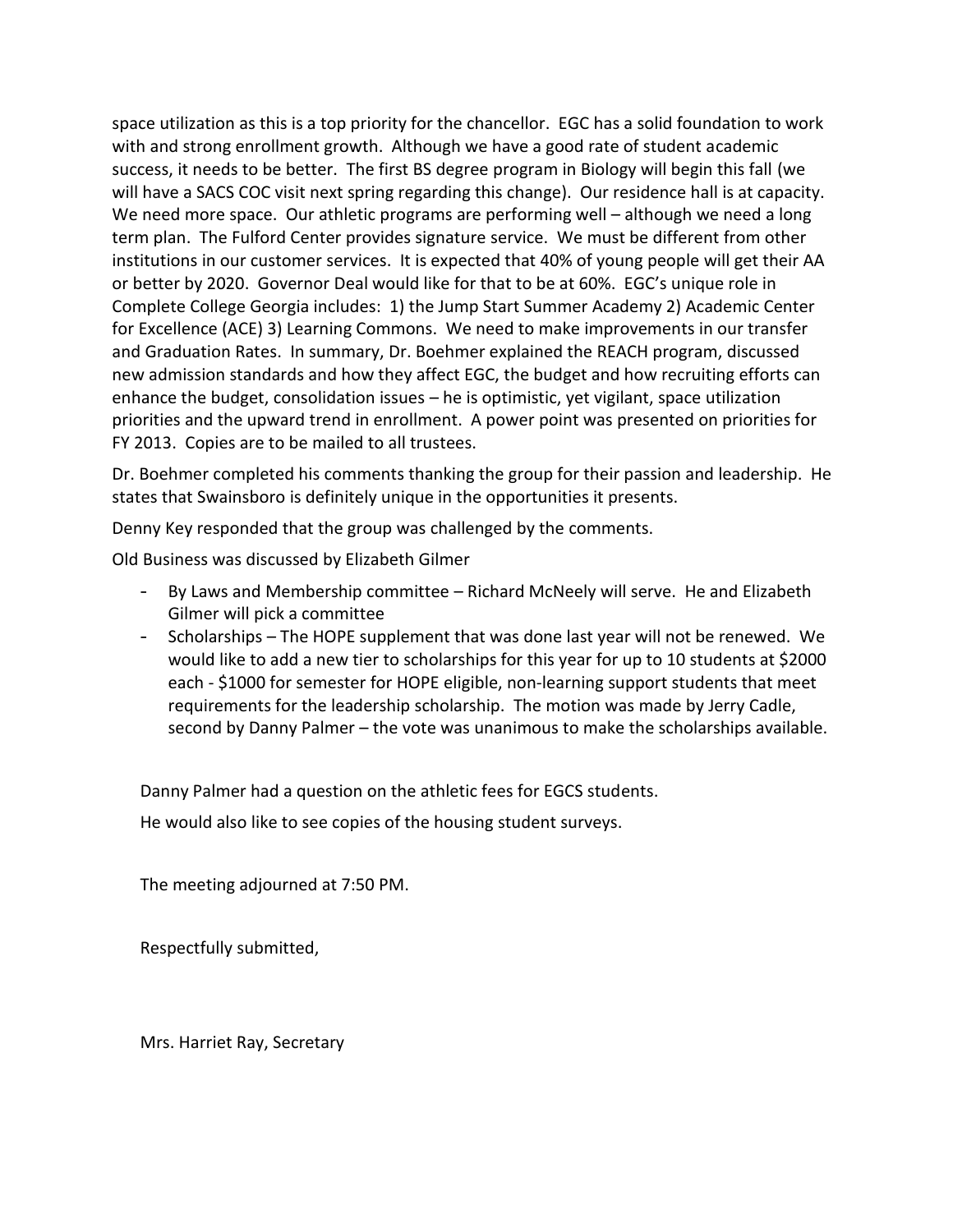space utilization as this is a top priority for the chancellor. EGC has a solid foundation to work with and strong enrollment growth. Although we have a good rate of student academic success, it needs to be better. The first BS degree program in Biology will begin this fall (we will have a SACS COC visit next spring regarding this change). Our residence hall is at capacity. We need more space. Our athletic programs are performing well – although we need a long term plan. The Fulford Center provides signature service. We must be different from other institutions in our customer services. It is expected that 40% of young people will get their AA or better by 2020. Governor Deal would like for that to be at 60%. EGC's unique role in Complete College Georgia includes: 1) the Jump Start Summer Academy 2) Academic Center for Excellence (ACE) 3) Learning Commons. We need to make improvements in our transfer and Graduation Rates. In summary, Dr. Boehmer explained the REACH program, discussed new admission standards and how they affect EGC, the budget and how recruiting efforts can enhance the budget, consolidation issues – he is optimistic, yet vigilant, space utilization priorities and the upward trend in enrollment. A power point was presented on priorities for FY 2013. Copies are to be mailed to all trustees.

Dr. Boehmer completed his comments thanking the group for their passion and leadership. He states that Swainsboro is definitely unique in the opportunities it presents.

Denny Key responded that the group was challenged by the comments.

Old Business was discussed by Elizabeth Gilmer

- By Laws and Membership committee – Richard McNeely will serve. He and Elizabeth Gilmer will pick a committee
- Scholarships – The HOPE supplement that was done last year will not be renewed. We would like to add a new tier to scholarships for this year for up to 10 students at $2000 each - $1000 for semester for HOPE eligible, non-learning support students that meet requirements for the leadership scholarship. The motion was made by Jerry Cadle, second by Danny Palmer – the vote was unanimous to make the scholarships available.

Danny Palmer had a question on the athletic fees for EGCS students.

He would also like to see copies of the housing student surveys.

The meeting adjourned at 7:50 PM.

Respectfully submitted,

Mrs. Harriet Ray, Secretary